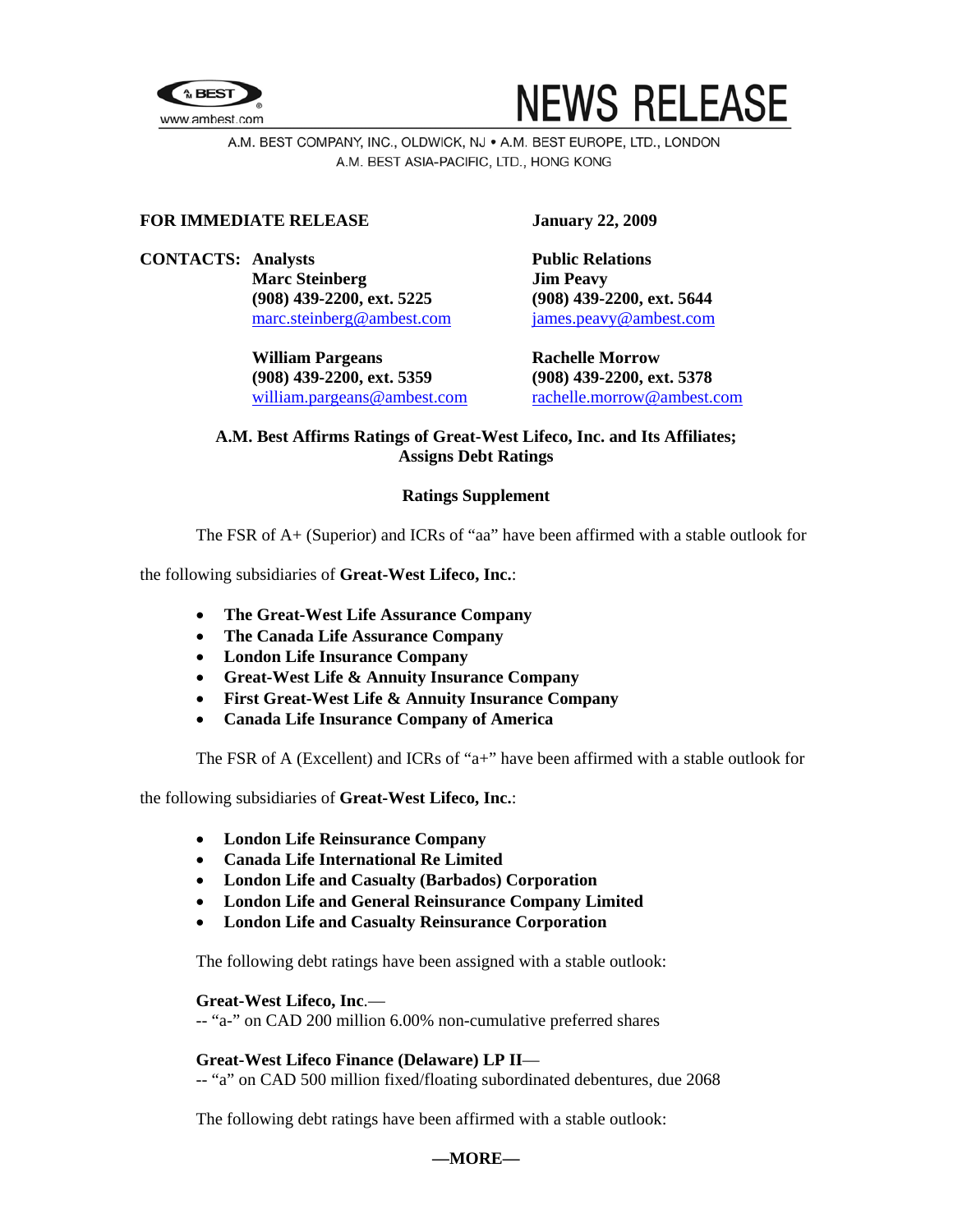A.M. BEST

www.ambest.com

# NEWS RELEASE

A.M. BEST COMPANY, INC., OLDWICK, NJ • A.M. BEST EUROPE, LTD., LONDON
A.M. BEST ASIA-PACIFIC, LTD., HONG KONG

**FOR IMMEDIATE RELEASE** **January 22, 2009**

**CONTACTS: Analysts**

**Marc Steinberg**
**(908) 439-2200, ext. 5225**
marc.steinberg@ambest.com

**William Pargeans**
**(908) 439-2200, ext. 5359**
william.pargeans@ambest.com

**Public Relations**

**Jim Peavy**
**(908) 439-2200, ext. 5644**
james.peavy@ambest.com

**Rachelle Morrow**
**(908) 439-2200, ext. 5378**
rachelle.morrow@ambest.com

## A.M. Best Affirms Ratings of Great-West Lifeco, Inc. and Its Affiliates; Assigns Debt Ratings

### Ratings Supplement

The FSR of A+ (Superior) and ICRs of "aa" have been affirmed with a stable outlook for the following subsidiaries of **Great-West Lifeco, Inc.**:

- **The Great-West Life Assurance Company**
- **The Canada Life Assurance Company**
- **London Life Insurance Company**
- **Great-West Life & Annuity Insurance Company**
- **First Great-West Life & Annuity Insurance Company**
- **Canada Life Insurance Company of America**

The FSR of A (Excellent) and ICRs of "a+" have been affirmed with a stable outlook for the following subsidiaries of **Great-West Lifeco, Inc.**:

- **London Life Reinsurance Company**
- **Canada Life International Re Limited**
- **London Life and Casualty (Barbados) Corporation**
- **London Life and General Reinsurance Company Limited**
- **London Life and Casualty Reinsurance Corporation**

The following debt ratings have been assigned with a stable outlook:

**Great-West Lifeco, Inc**.—
-- "a-" on CAD 200 million 6.00% non-cumulative preferred shares

**Great-West Lifeco Finance (Delaware) LP II**—
-- "a" on CAD 500 million fixed/floating subordinated debentures, due 2068

The following debt ratings have been affirmed with a stable outlook:

**—MORE—**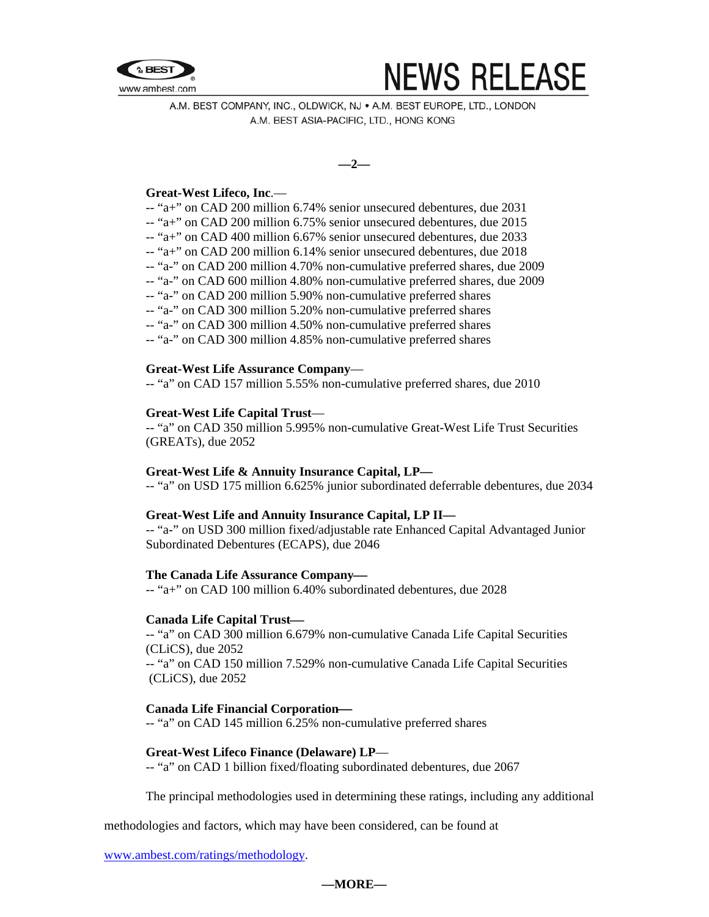**Great-West Lifeco, Inc**.—

-- "a+" on CAD 200 million 6.74% senior unsecured debentures, due 2031
-- "a+" on CAD 200 million 6.75% senior unsecured debentures, due 2015
-- "a+" on CAD 400 million 6.67% senior unsecured debentures, due 2033
-- "a+" on CAD 200 million 6.14% senior unsecured debentures, due 2018
-- "a-" on CAD 200 million 4.70% non-cumulative preferred shares, due 2009
-- "a-" on CAD 600 million 4.80% non-cumulative preferred shares, due 2009
-- "a-" on CAD 200 million 5.90% non-cumulative preferred shares
-- "a-" on CAD 300 million 5.20% non-cumulative preferred shares
-- "a-" on CAD 300 million 4.50% non-cumulative preferred shares
-- "a-" on CAD 300 million 4.85% non-cumulative preferred shares

**Great-West Life Assurance Company**—

-- "a" on CAD 157 million 5.55% non-cumulative preferred shares, due 2010

**Great-West Life Capital Trust**—

-- "a" on CAD 350 million 5.995% non-cumulative Great-West Life Trust Securities (GREATs), due 2052

**Great-West Life & Annuity Insurance Capital, LP—**

-- "a" on USD 175 million 6.625% junior subordinated deferrable debentures, due 2034

**Great-West Life and Annuity Insurance Capital, LP II—**

-- "a-" on USD 300 million fixed/adjustable rate Enhanced Capital Advantaged Junior Subordinated Debentures (ECAPS), due 2046

**The Canada Life Assurance Company—**

-- "a+" on CAD 100 million 6.40% subordinated debentures, due 2028

**Canada Life Capital Trust—**

-- "a" on CAD 300 million 6.679% non-cumulative Canada Life Capital Securities (CLiCS), due 2052
-- "a" on CAD 150 million 7.529% non-cumulative Canada Life Capital Securities (CLiCS), due 2052

**Canada Life Financial Corporation—**

-- "a" on CAD 145 million 6.25% non-cumulative preferred shares

**Great-West Lifeco Finance (Delaware) LP**—

-- "a" on CAD 1 billion fixed/floating subordinated debentures, due 2067

The principal methodologies used in determining these ratings, including any additional methodologies and factors, which may have been considered, can be found at www.ambest.com/ratings/methodology.

**—MORE—**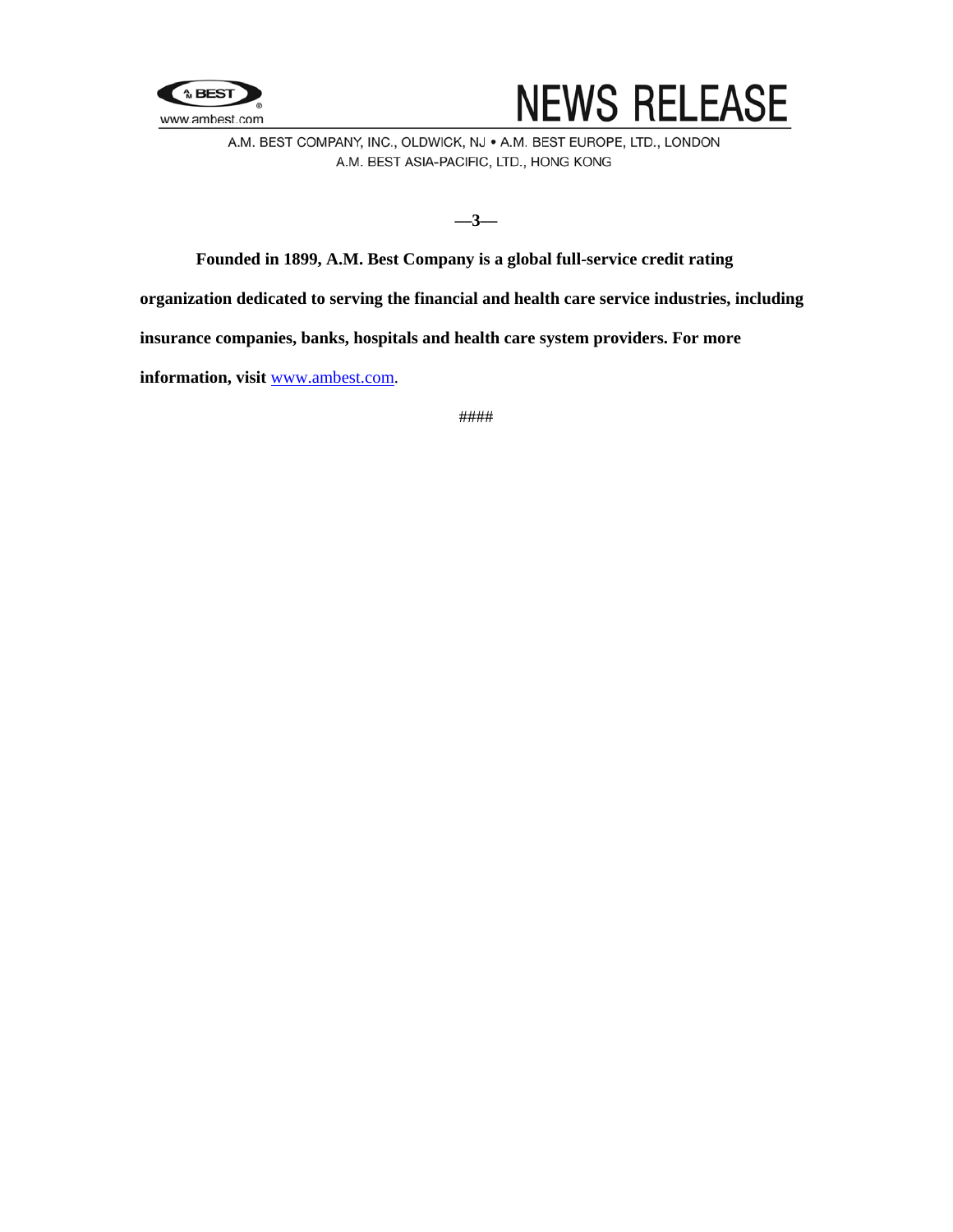**Founded in 1899, A.M. Best Company is a global full-service credit rating organization dedicated to serving the financial and health care service industries, including insurance companies, banks, hospitals and health care system providers. For more information, visit** www.ambest.com.

####